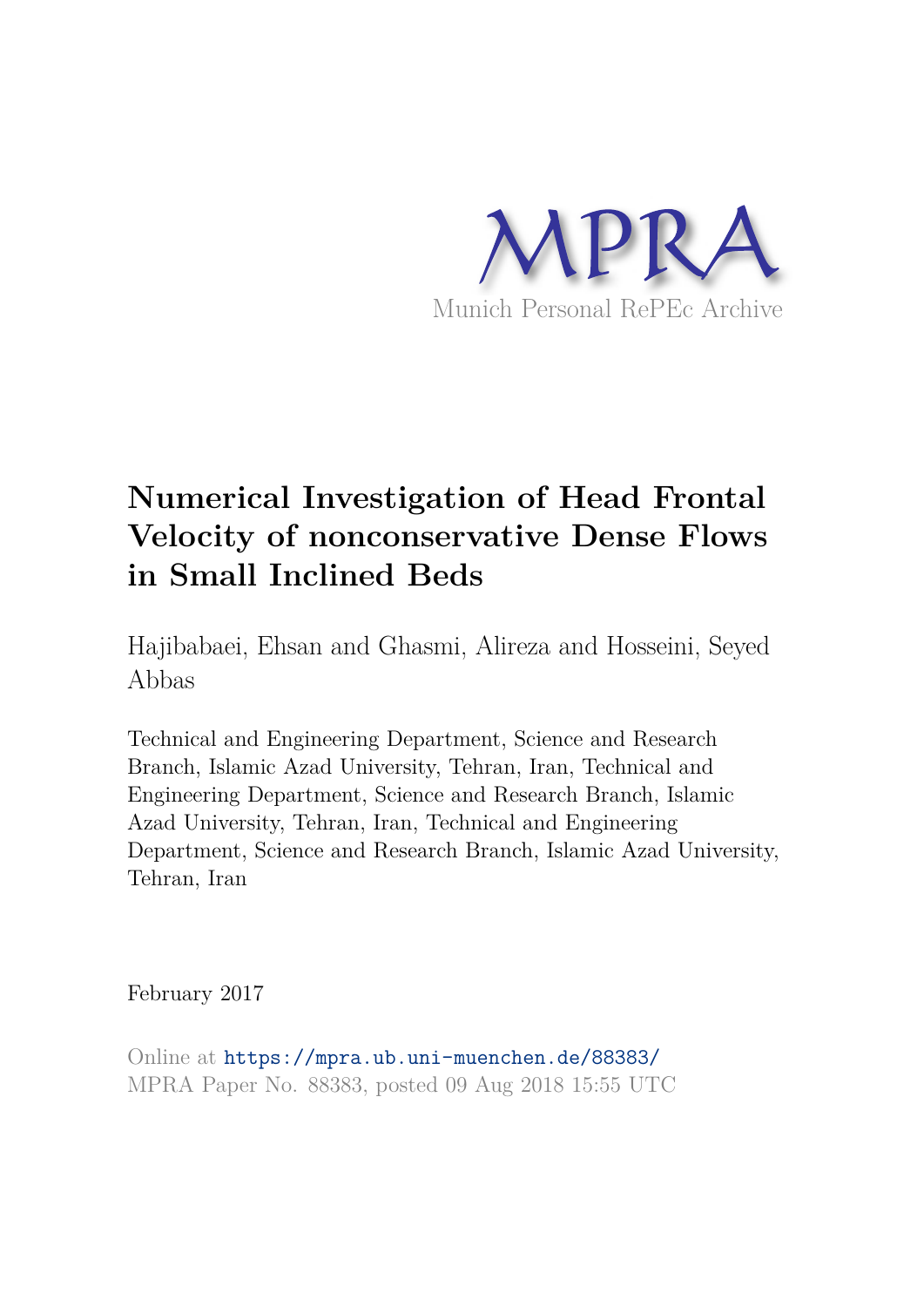MPRA

Munich Personal RePEc Archive

# Numerical Investigation of Head Frontal Velocity of nonconservative Dense Flows in Small Inclined Beds

Hajibabaei, Ehsan and Ghasmi, Alireza and Hosseini, Seyed Abbas

Technical and Engineering Department, Science and Research Branch, Islamic Azad University, Tehran, Iran, Technical and Engineering Department, Science and Research Branch, Islamic Azad University, Tehran, Iran, Technical and Engineering Department, Science and Research Branch, Islamic Azad University, Tehran, Iran

February 2017

Online at https://mpra.ub.uni-muenchen.de/88383/
MPRA Paper No. 88383, posted 09 Aug 2018 15:55 UTC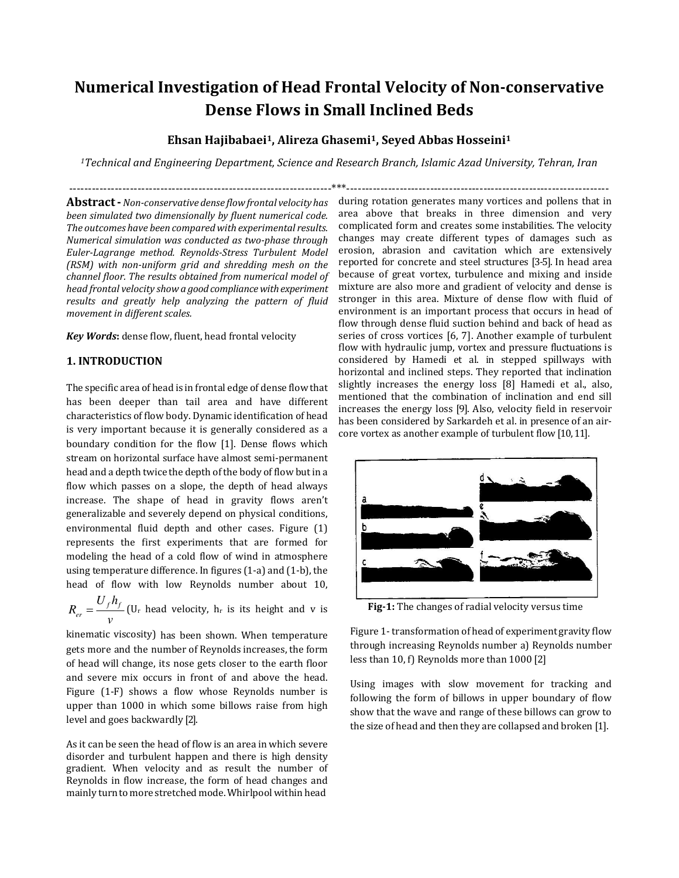# Numerical Investigation of Head Frontal Velocity of Non-conservative Dense Flows in Small Inclined Beds

**Ehsan Hajibabaei[1], Alireza Ghasemi[1], Seyed Abbas Hosseini[1]**

*[1]Technical and Engineering Department, Science and Research Branch, Islamic Azad University, Tehran, Iran*

---

**Abstract -** *Non-conservative dense flow frontal velocity has been simulated two dimensionally by fluent numerical code. The outcomes have been compared with experimental results. Numerical simulation was conducted as two-phase through Euler-Lagrange method. Reynolds-Stress Turbulent Model (RSM) with non-uniform grid and shredding mesh on the channel floor. The results obtained from numerical model of head frontal velocity show a good compliance with experiment results and greatly help analyzing the pattern of fluid movement in different scales.*

***Key Words*:** dense flow, fluent, head frontal velocity

## 1. INTRODUCTION

The specific area of head is in frontal edge of dense flow that has been deeper than tail area and have different characteristics of flow body. Dynamic identification of head is very important because it is generally considered as a boundary condition for the flow [1]. Dense flows which stream on horizontal surface have almost semi-permanent head and a depth twice the depth of the body of flow but in a flow which passes on a slope, the depth of head always increase. The shape of head in gravity flows aren't generalizable and severely depend on physical conditions, environmental fluid depth and other cases. Figure (1) represents the first experiments that are formed for modeling the head of a cold flow of wind in atmosphere using temperature difference. In figures (1-a) and (1-b), the head of flow with low Reynolds number about 10, $R_{er} = \frac{U_f h_f}{v}$ ($U_r$ head velocity, $h_r$ is its height and v is kinematic viscosity) has been shown. When temperature gets more and the number of Reynolds increases, the form of head will change, its nose gets closer to the earth floor and severe mix occurs in front of and above the head. Figure (1-F) shows a flow whose Reynolds number is upper than 1000 in which some billows raise from high level and goes backwardly [2].

As it can be seen the head of flow is an area in which severe disorder and turbulent happen and there is high density gradient. When velocity and as result the number of Reynolds in flow increase, the form of head changes and mainly turn to more stretched mode. Whirlpool within head during rotation generates many vortices and pollens that in area above that breaks in three dimension and very complicated form and creates some instabilities. The velocity changes may create different types of damages such as erosion, abrasion and cavitation which are extensively reported for concrete and steel structures [3-5]. In head area because of great vortex, turbulence and mixing and inside mixture are also more and gradient of velocity and dense is stronger in this area. Mixture of dense flow with fluid of environment is an important process that occurs in head of flow through dense fluid suction behind and back of head as series of cross vortices [6, 7]. Another example of turbulent flow with hydraulic jump, vortex and pressure fluctuations is considered by Hamedi et al. in stepped spillways with horizontal and inclined steps. They reported that inclination slightly increases the energy loss [8] Hamedi et al., also, mentioned that the combination of inclination and end sill increases the energy loss [9]. Also, velocity field in reservoir has been considered by Sarkardeh et al. in presence of an air-core vortex as another example of turbulent flow [10, 11].

**Fig-1:** The changes of radial velocity versus time

Figure 1- transformation of head of experiment gravity flow through increasing Reynolds number a) Reynolds number less than 10, f) Reynolds more than 1000 [2]

Using images with slow movement for tracking and following the form of billows in upper boundary of flow show that the wave and range of these billows can grow to the size of head and then they are collapsed and broken [1].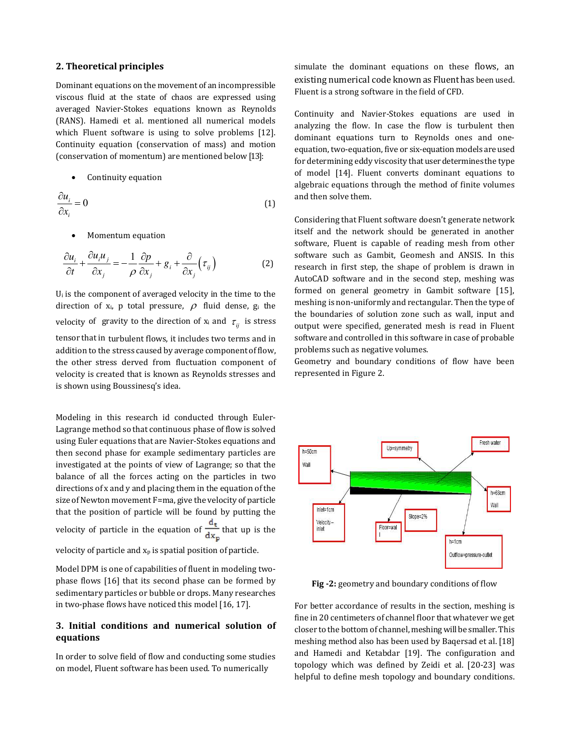## 2. Theoretical principles

Dominant equations on the movement of an incompressible viscous fluid at the state of chaos are expressed using averaged Navier-Stokes equations known as Reynolds (RANS). Hamedi et al. mentioned all numerical models which Fluent software is using to solve problems [12]. Continuity equation (conservation of mass) and motion (conservation of momentum) are mentioned below [13]:

- Continuity equation

$$\frac{\partial u_i}{\partial x_i} = 0 \tag{1}$$

- Momentum equation

$$\frac{\partial u_i}{\partial t} + \frac{\partial u_i u_j}{\partial x_j} = -\frac{1}{\rho}\frac{\partial p}{\partial x_j} + g_i + \frac{\partial}{\partial x_j}\left(\tau_{ij}\right) \tag{2}$$

$U_i$ is the component of averaged velocity in the time to the direction of $x_i$, p total pressure, $\rho$ fluid dense, $g_i$ the velocity of gravity to the direction of $x_i$ and $\tau_{ij}$ is stress tensor that in turbulent flows, it includes two terms and in addition to the stress caused by average component of flow, the other stress derved from fluctuation component of velocity is created that is known as Reynolds stresses and is shown using Boussinesq's idea.

Modeling in this research id conducted through Euler-Lagrange method so that continuous phase of flow is solved using Euler equations that are Navier-Stokes equations and then second phase for example sedimentary particles are investigated at the points of view of Lagrange; so that the balance of all the forces acting on the particles in two directions of x and y and placing them in the equation of the size of Newton movement F=ma, give the velocity of particle that the position of particle will be found by putting the velocity of particle in the equation of $\frac{d_t}{dx_p}$ that up is the velocity of particle and $x_p$ is spatial position of particle.

Model DPM is one of capabilities of fluent in modeling two-phase flows [16] that its second phase can be formed by sedimentary particles or bubble or drops. Many researches in two-phase flows have noticed this model [16, 17].

## 3. Initial conditions and numerical solution of equations

In order to solve field of flow and conducting some studies on model, Fluent software has been used. To numerically simulate the dominant equations on these flows, an existing numerical code known as Fluent has been used. Fluent is a strong software in the field of CFD.

Continuity and Navier-Stokes equations are used in analyzing the flow. In case the flow is turbulent then dominant equations turn to Reynolds ones and one-equation, two-equation, five or six-equation models are used for determining eddy viscosity that user determines the type of model [14]. Fluent converts dominant equations to algebraic equations through the method of finite volumes and then solve them.

Considering that Fluent software doesn't generate network itself and the network should be generated in another software, Fluent is capable of reading mesh from other software such as Gambit, Geomesh and ANSIS. In this research in first step, the shape of problem is drawn in AutoCAD software and in the second step, meshing was formed on general geometry in Gambit software [15], meshing is non-uniformly and rectangular. Then the type of the boundaries of solution zone such as wall, input and output were specified, generated mesh is read in Fluent software and controlled in this software in case of probable problems such as negative volumes.

Geometry and boundary conditions of flow have been represented in Figure 2.

**Fig -2:** geometry and boundary conditions of flow

For better accordance of results in the section, meshing is fine in 20 centimeters of channel floor that whatever we get closer to the bottom of channel, meshing will be smaller. This meshing method also has been used by Baqersad et al. [18] and Hamedi and Ketabdar [19]. The configuration and topology which was defined by Zeidi et al. [20-23] was helpful to define mesh topology and boundary conditions.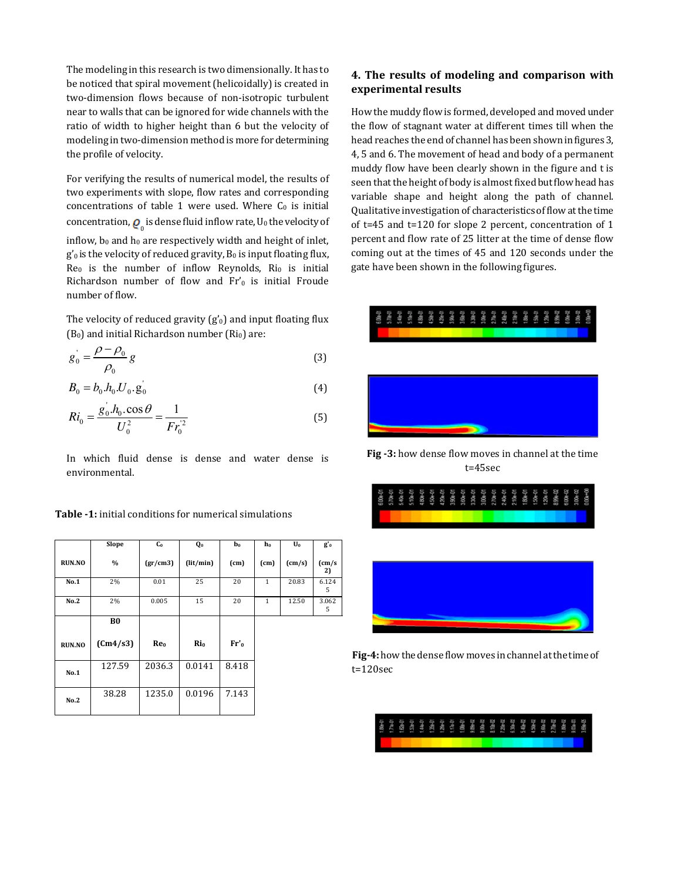The modeling in this research is two dimensionally. It has to be noticed that spiral movement (helicoidally) is created in two-dimension flows because of non-isotropic turbulent near to walls that can be ignored for wide channels with the ratio of width to higher height than 6 but the velocity of modeling in two-dimension method is more for determining the profile of velocity.

For verifying the results of numerical model, the results of two experiments with slope, flow rates and corresponding concentrations of table 1 were used. Where $C_0$ is initial concentration, $Q_0$ is dense fluid inflow rate, $U_0$ the velocity of inflow, $b_0$ and $h_0$ are respectively width and height of inlet, $g'_0$ is the velocity of reduced gravity, $B_0$ is input floating flux, $Re_0$ is the number of inflow Reynolds, $Ri_0$ is initial Richardson number of flow and $Fr'_0$ is initial Froude number of flow.

The velocity of reduced gravity ($g'_0$) and input floating flux ($B_0$) and initial Richardson number ($Ri_0$) are:

$$g_0^{'} = \frac{\rho - \rho_0}{\rho_0} g \tag{3}$$

$$B_0 = b_0 . h_0 . U_0 . g_0^{'} \tag{4}$$

$$Ri_0 = \frac{g_0^{'} . h_0 . \cos\theta}{U_0^2} = \frac{1}{Fr_0^{'2}} \tag{5}$$

In which fluid dense is dense and water dense is environmental.

**Table -1:** initial conditions for numerical simulations

| RUN.NO | Slope % | $C_0$ (gr/cm3) | $Q_0$ (lit/min) | $b_0$ (cm) | $h_0$ (cm) | $U_0$ (cm/s) | $g'_0$ (cm/s2) |
|---|---|---|---|---|---|---|---|
| No.1 | 2% | 0.01 | 25 | 20 | 1 | 20.83 | 6.1245 |
| No.2 | 2% | 0.005 | 15 | 20 | 1 | 12.50 | 3.0625 |

| RUN.NO | B0 (Cm4/s3) | $Re_0$ | $Ri_0$ | $Fr'_0$ |
|---|---|---|---|---|
| No.1 | 127.59 | 2036.3 | 0.0141 | 8.418 |
| No.2 | 38.28 | 1235.0 | 0.0196 | 7.143 |

## 4. The results of modeling and comparison with experimental results

How the muddy flow is formed, developed and moved under the flow of stagnant water at different times till when the head reaches the end of channel has been shown in figures 3, 4, 5 and 6. The movement of head and body of a permanent muddy flow have been clearly shown in the figure and t is seen that the height of body is almost fixed but flow head has variable shape and height along the path of channel. Qualitative investigation of characteristics of flow at the time of t=45 and t=120 for slope 2 percent, concentration of 1 percent and flow rate of 25 litter at the time of dense flow coming out at the times of 45 and 120 seconds under the gate have been shown in the following figures.

**Fig -3:** how dense flow moves in channel at the time t=45sec

**Fig-4:** how the dense flow moves in channel at the time of t=120sec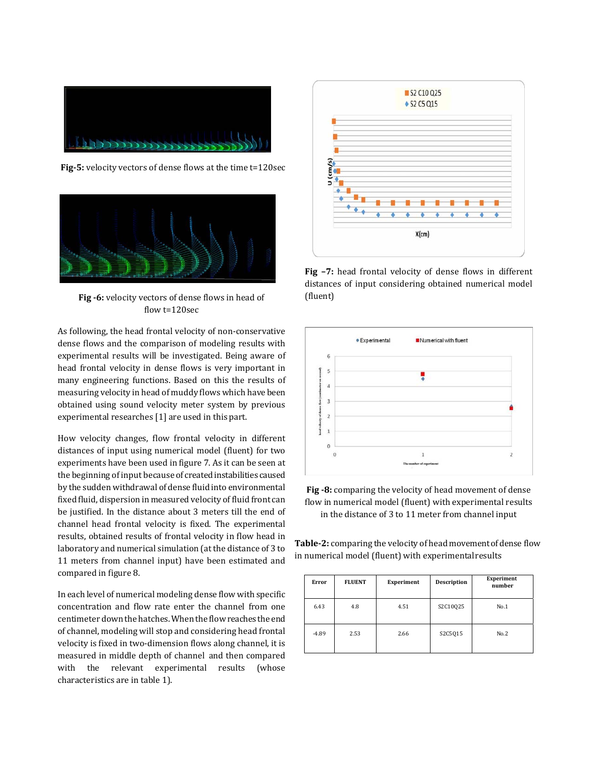Fig-5: velocity vectors of dense flows at the time t=120sec

Fig -6: velocity vectors of dense flows in head of flow t=120sec

As following, the head frontal velocity of non-conservative dense flows and the comparison of modeling results with experimental results will be investigated. Being aware of head frontal velocity in dense flows is very important in many engineering functions. Based on this the results of measuring velocity in head of muddy flows which have been obtained using sound velocity meter system by previous experimental researches [1] are used in this part.

How velocity changes, flow frontal velocity in different distances of input using numerical model (fluent) for two experiments have been used in figure 7. As it can be seen at the beginning of input because of created instabilities caused by the sudden withdrawal of dense fluid into environmental fixed fluid, dispersion in measured velocity of fluid front can be justified. In the distance about 3 meters till the end of channel head frontal velocity is fixed. The experimental results, obtained results of frontal velocity in flow head in laboratory and numerical simulation (at the distance of 3 to 11 meters from channel input) have been estimated and compared in figure 8.

In each level of numerical modeling dense flow with specific concentration and flow rate enter the channel from one centimeter down the hatches. When the flow reaches the end of channel, modeling will stop and considering head frontal velocity is fixed in two-dimension flows along channel, it is measured in middle depth of channel and then compared with the relevant experimental results (whose characteristics are in table 1).

Fig -7: head frontal velocity of dense flows in different distances of input considering obtained numerical model (fluent)

Fig -8: comparing the velocity of head movement of dense flow in numerical model (fluent) with experimental results in the distance of 3 to 11 meter from channel input

Table-2: comparing the velocity of head movement of dense flow in numerical model (fluent) with experimental results

| Error | FLUENT | Experiment | Description | Experiment number |
|---|---|---|---|---|
| 6.43 | 4.8 | 4.51 | S2C10Q25 | No.1 |
| -4.89 | 2.53 | 2.66 | S2C5Q15 | No.2 |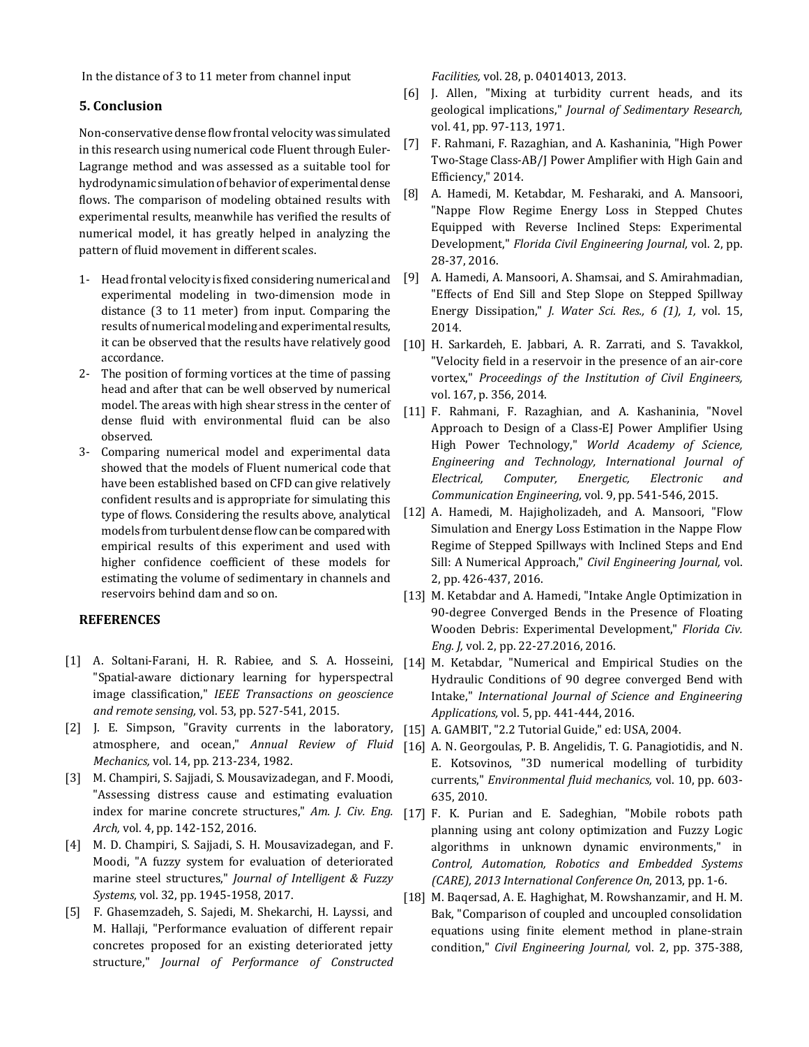In the distance of 3 to 11 meter from channel input

## 5. Conclusion

Non-conservative dense flow frontal velocity was simulated in this research using numerical code Fluent through Euler-Lagrange method and was assessed as a suitable tool for hydrodynamic simulation of behavior of experimental dense flows. The comparison of modeling obtained results with experimental results, meanwhile has verified the results of numerical model, it has greatly helped in analyzing the pattern of fluid movement in different scales.

1- Head frontal velocity is fixed considering numerical and experimental modeling in two-dimension mode in distance (3 to 11 meter) from input. Comparing the results of numerical modeling and experimental results, it can be observed that the results have relatively good accordance.
2- The position of forming vortices at the time of passing head and after that can be well observed by numerical model. The areas with high shear stress in the center of dense fluid with environmental fluid can be also observed.
3- Comparing numerical model and experimental data showed that the models of Fluent numerical code that have been established based on CFD can give relatively confident results and is appropriate for simulating this type of flows. Considering the results above, analytical models from turbulent dense flow can be compared with empirical results of this experiment and used with higher confidence coefficient of these models for estimating the volume of sedimentary in channels and reservoirs behind dam and so on.

## REFERENCES

[1] A. Soltani-Farani, H. R. Rabiee, and S. A. Hosseini, "Spatial-aware dictionary learning for hyperspectral image classification," *IEEE Transactions on geoscience and remote sensing,* vol. 53, pp. 527-541, 2015.

[2] J. E. Simpson, "Gravity currents in the laboratory, atmosphere, and ocean," *Annual Review of Fluid Mechanics,* vol. 14, pp. 213-234, 1982.

[3] M. Champiri, S. Sajjadi, S. Mousavizadegan, and F. Moodi, "Assessing distress cause and estimating evaluation index for marine concrete structures," *Am. J. Civ. Eng. Arch,* vol. 4, pp. 142-152, 2016.

[4] M. D. Champiri, S. Sajjadi, S. H. Mousavizadegan, and F. Moodi, "A fuzzy system for evaluation of deteriorated marine steel structures," *Journal of Intelligent & Fuzzy Systems,* vol. 32, pp. 1945-1958, 2017.

[5] F. Ghasemzadeh, S. Sajedi, M. Shekarchi, H. Layssi, and M. Hallaji, "Performance evaluation of different repair concretes proposed for an existing deteriorated jetty structure," *Journal of Performance of Constructed Facilities,* vol. 28, p. 04014013, 2013.

[6] J. Allen, "Mixing at turbidity current heads, and its geological implications," *Journal of Sedimentary Research,* vol. 41, pp. 97-113, 1971.

[7] F. Rahmani, F. Razaghian, and A. Kashaninia, "High Power Two-Stage Class-AB/J Power Amplifier with High Gain and Efficiency," 2014.

[8] A. Hamedi, M. Ketabdar, M. Fesharaki, and A. Mansoori, "Nappe Flow Regime Energy Loss in Stepped Chutes Equipped with Reverse Inclined Steps: Experimental Development," *Florida Civil Engineering Journal,* vol. 2, pp. 28-37, 2016.

[9] A. Hamedi, A. Mansoori, A. Shamsai, and S. Amirahmadian, "Effects of End Sill and Step Slope on Stepped Spillway Energy Dissipation," *J. Water Sci. Res., 6 (1), 1,* vol. 15, 2014.

[10] H. Sarkardeh, E. Jabbari, A. R. Zarrati, and S. Tavakkol, "Velocity field in a reservoir in the presence of an air-core vortex," *Proceedings of the Institution of Civil Engineers,* vol. 167, p. 356, 2014.

[11] F. Rahmani, F. Razaghian, and A. Kashaninia, "Novel Approach to Design of a Class-EJ Power Amplifier Using High Power Technology," *World Academy of Science, Engineering and Technology, International Journal of Electrical, Computer, Energetic, Electronic and Communication Engineering,* vol. 9, pp. 541-546, 2015.

[12] A. Hamedi, M. Hajigholizadeh, and A. Mansoori, "Flow Simulation and Energy Loss Estimation in the Nappe Flow Regime of Stepped Spillways with Inclined Steps and End Sill: A Numerical Approach," *Civil Engineering Journal,* vol. 2, pp. 426-437, 2016.

[13] M. Ketabdar and A. Hamedi, "Intake Angle Optimization in 90-degree Converged Bends in the Presence of Floating Wooden Debris: Experimental Development," *Florida Civ. Eng. J,* vol. 2, pp. 22-27.2016, 2016.

[14] M. Ketabdar, "Numerical and Empirical Studies on the Hydraulic Conditions of 90 degree converged Bend with Intake," *International Journal of Science and Engineering Applications,* vol. 5, pp. 441-444, 2016.

[15] A. GAMBIT, "2.2 Tutorial Guide," ed: USA, 2004.

[16] A. N. Georgoulas, P. B. Angelidis, T. G. Panagiotidis, and N. E. Kotsovinos, "3D numerical modelling of turbidity currents," *Environmental fluid mechanics,* vol. 10, pp. 603-635, 2010.

[17] F. K. Purian and E. Sadeghian, "Mobile robots path planning using ant colony optimization and Fuzzy Logic algorithms in unknown dynamic environments," in *Control, Automation, Robotics and Embedded Systems (CARE), 2013 International Conference On*, 2013, pp. 1-6.

[18] M. Baqersad, A. E. Haghighat, M. Rowshanzamir, and H. M. Bak, "Comparison of coupled and uncoupled consolidation equations using finite element method in plane-strain condition," *Civil Engineering Journal,* vol. 2, pp. 375-388,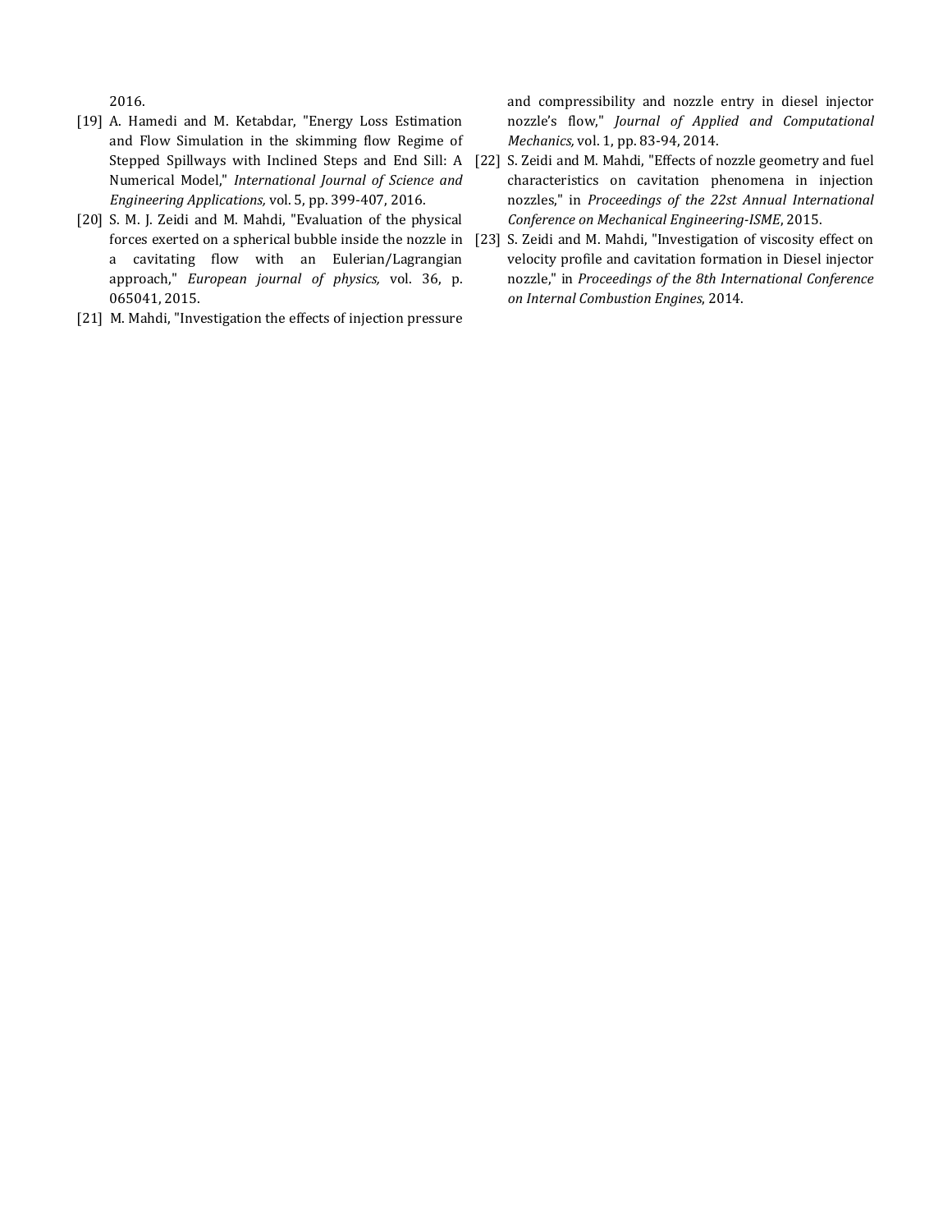2016.

[19] A. Hamedi and M. Ketabdar, "Energy Loss Estimation and Flow Simulation in the skimming flow Regime of Stepped Spillways with Inclined Steps and End Sill: A Numerical Model," *International Journal of Science and Engineering Applications,* vol. 5, pp. 399-407, 2016.

[20] S. M. J. Zeidi and M. Mahdi, "Evaluation of the physical forces exerted on a spherical bubble inside the nozzle in a cavitating flow with an Eulerian/Lagrangian approach," *European journal of physics,* vol. 36, p. 065041, 2015.

[21] M. Mahdi, "Investigation the effects of injection pressure and compressibility and nozzle entry in diesel injector nozzle's flow," *Journal of Applied and Computational Mechanics,* vol. 1, pp. 83-94, 2014.

[22] S. Zeidi and M. Mahdi, "Effects of nozzle geometry and fuel characteristics on cavitation phenomena in injection nozzles," in *Proceedings of the 22st Annual International Conference on Mechanical Engineering-ISME*, 2015.

[23] S. Zeidi and M. Mahdi, "Investigation of viscosity effect on velocity profile and cavitation formation in Diesel injector nozzle," in *Proceedings of the 8th International Conference on Internal Combustion Engines*, 2014.